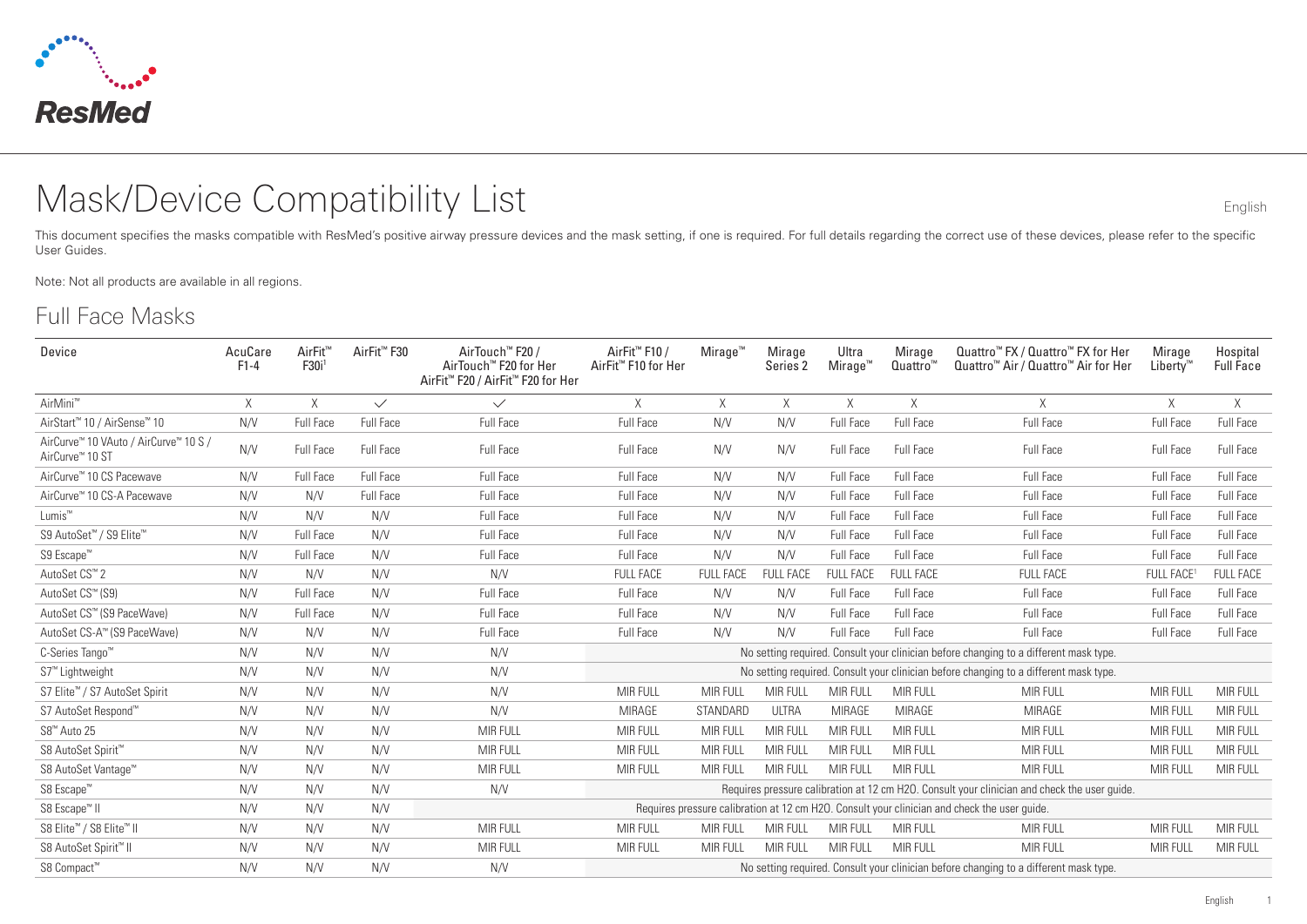# Mask/Device Compatibility List

English

This document specifies the masks compatible with ResMed's positive airway pressure devices and the mask setting, if one is required. For full details regarding the correct use of these devices, please refer to the specific User Guides.

Note: Not all products are available in all regions.

## Full Face Masks

| Device | AcuCare F1-4 | AirFit™ F30i[1] | AirFit™ F30 | AirTouch™ F20 / AirTouch™ F20 for Her AirFit™ F20 / AirFit™ F20 for Her | AirFit™ F10 / AirFit™ F10 for Her | Mirage™ | Mirage Series 2 | Ultra Mirage™ | Mirage Quattro™ | Quattro™ FX / Quattro™ FX for Her Quattro™ Air / Quattro™ Air for Her | Mirage Liberty™ | Hospital Full Face |
|---|---|---|---|---|---|---|---|---|---|---|---|---|
| AirMini™ | X | X | ✓ | ✓ | X | X | X | X | X | X | X | X |
| AirStart™ 10 / AirSense™ 10 | N/V | Full Face | Full Face | Full Face | Full Face | N/V | N/V | Full Face | Full Face | Full Face | Full Face | Full Face |
| AirCurve™ 10 VAuto / AirCurve™ 10 S / AirCurve™ 10 ST | N/V | Full Face | Full Face | Full Face | Full Face | N/V | N/V | Full Face | Full Face | Full Face | Full Face | Full Face |
| AirCurve™ 10 CS Pacewave | N/V | Full Face | Full Face | Full Face | Full Face | N/V | N/V | Full Face | Full Face | Full Face | Full Face | Full Face |
| AirCurve™ 10 CS-A Pacewave | N/V | N/V | Full Face | Full Face | Full Face | N/V | N/V | Full Face | Full Face | Full Face | Full Face | Full Face |
| Lumis™ | N/V | N/V | N/V | Full Face | Full Face | N/V | N/V | Full Face | Full Face | Full Face | Full Face | Full Face |
| S9 AutoSet™ / S9 Elite™ | N/V | Full Face | N/V | Full Face | Full Face | N/V | N/V | Full Face | Full Face | Full Face | Full Face | Full Face |
| S9 Escape™ | N/V | Full Face | N/V | Full Face | Full Face | N/V | N/V | Full Face | Full Face | Full Face | Full Face | Full Face |
| AutoSet CS™ 2 | N/V | N/V | N/V | N/V | FULL FACE | FULL FACE | FULL FACE | FULL FACE | FULL FACE | FULL FACE | FULL FACE[1] | FULL FACE |
| AutoSet CS™ (S9) | N/V | Full Face | N/V | Full Face | Full Face | N/V | N/V | Full Face | Full Face | Full Face | Full Face | Full Face |
| AutoSet CS™ (S9 PaceWave) | N/V | Full Face | N/V | Full Face | Full Face | N/V | N/V | Full Face | Full Face | Full Face | Full Face | Full Face |
| AutoSet CS-A™ (S9 PaceWave) | N/V | N/V | N/V | Full Face | Full Face | N/V | N/V | Full Face | Full Face | Full Face | Full Face | Full Face |
| C-Series Tango™ | N/V | N/V | N/V | N/V | No setting required. Consult your clinician before changing to a different mask type. | | | | | | | |
| S7™ Lightweight | N/V | N/V | N/V | N/V | No setting required. Consult your clinician before changing to a different mask type. | | | | | | | |
| S7 Elite™ / S7 AutoSet Spirit | N/V | N/V | N/V | N/V | MIR FULL | MIR FULL | MIR FULL | MIR FULL | MIR FULL | MIR FULL | MIR FULL | MIR FULL |
| S7 AutoSet Respond™ | N/V | N/V | N/V | N/V | MIRAGE | STANDARD | ULTRA | MIRAGE | MIRAGE | MIRAGE | MIR FULL | MIR FULL |
| S8™ Auto 25 | N/V | N/V | N/V | MIR FULL | MIR FULL | MIR FULL | MIR FULL | MIR FULL | MIR FULL | MIR FULL | MIR FULL | MIR FULL |
| S8 AutoSet Spirit™ | N/V | N/V | N/V | MIR FULL | MIR FULL | MIR FULL | MIR FULL | MIR FULL | MIR FULL | MIR FULL | MIR FULL | MIR FULL |
| S8 AutoSet Vantage™ | N/V | N/V | N/V | MIR FULL | MIR FULL | MIR FULL | MIR FULL | MIR FULL | MIR FULL | MIR FULL | MIR FULL | MIR FULL |
| S8 Escape™ | N/V | N/V | N/V | N/V | Requires pressure calibration at 12 cm H2O. Consult your clinician and check the user guide. | | | | | | | |
| S8 Escape™ II | N/V | N/V | N/V | Requires pressure calibration at 12 cm H2O. Consult your clinician and check the user guide. | | | | | | | | |
| S8 Elite™ / S8 Elite™ II | N/V | N/V | N/V | MIR FULL | MIR FULL | MIR FULL | MIR FULL | MIR FULL | MIR FULL | MIR FULL | MIR FULL | MIR FULL |
| S8 AutoSet Spirit™ II | N/V | N/V | N/V | MIR FULL | MIR FULL | MIR FULL | MIR FULL | MIR FULL | MIR FULL | MIR FULL | MIR FULL | MIR FULL |
| S8 Compact™ | N/V | N/V | N/V | N/V | No setting required. Consult your clinician before changing to a different mask type. | | | | | | | |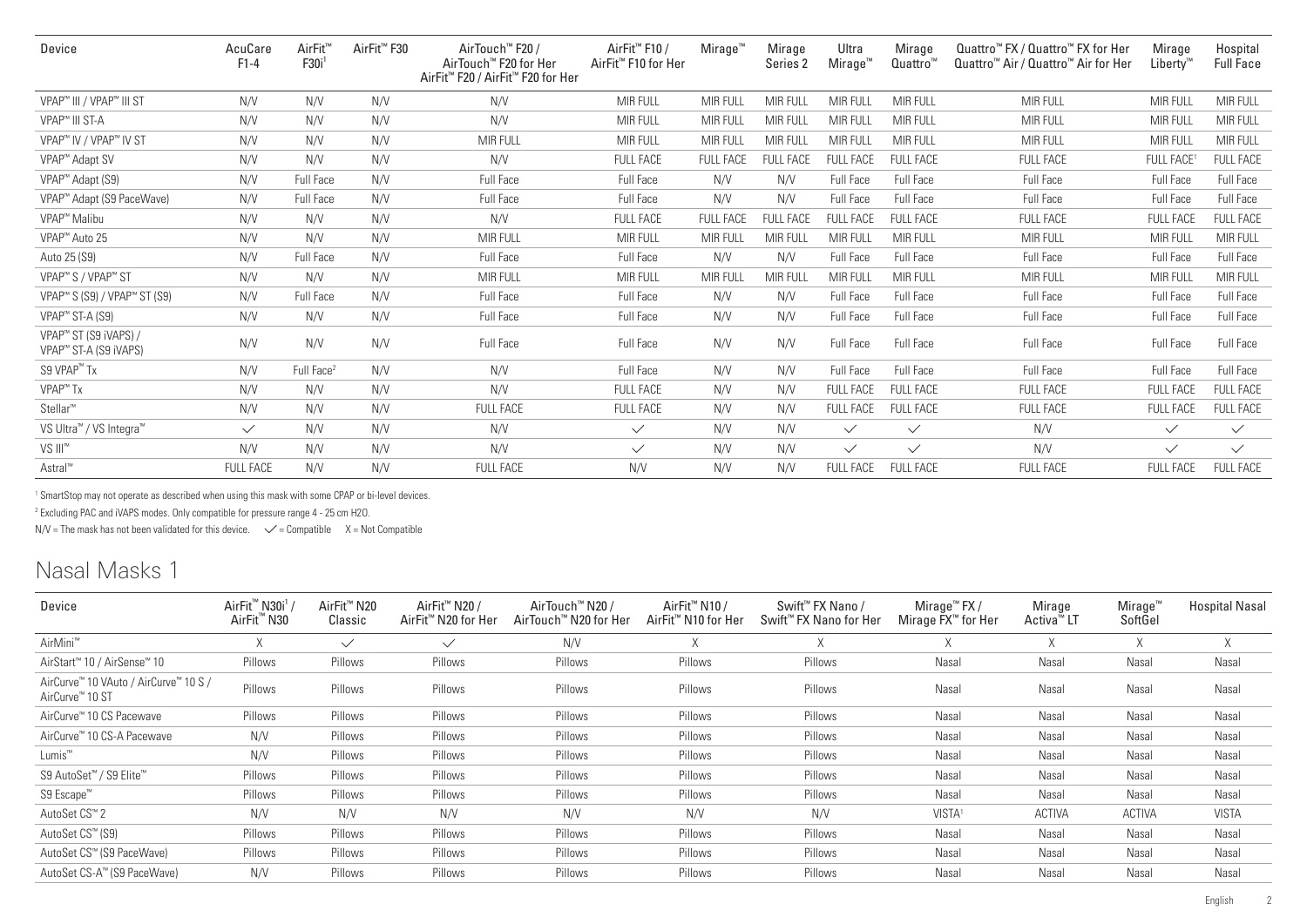| Device | AcuCare F1-4 | AirFit™ F30i[1] | AirFit™ F30 | AirTouch™ F20 / AirTouch™ F20 for Her AirFit™ F20 / AirFit™ F20 for Her | AirFit™ F10 / AirFit™ F10 for Her | Mirage™ | Mirage Series 2 | Ultra Mirage™ | Mirage Quattro™ | Quattro™ FX / Quattro™ FX for Her Quattro™ Air / Quattro™ Air for Her | Mirage Liberty™ | Hospital Full Face |
|---|---|---|---|---|---|---|---|---|---|---|---|---|
| VPAP™ III / VPAP™ III ST | N/V | N/V | N/V | N/V | MIR FULL | MIR FULL | MIR FULL | MIR FULL | MIR FULL | MIR FULL | MIR FULL | MIR FULL |
| VPAP™ III ST-A | N/V | N/V | N/V | N/V | MIR FULL | MIR FULL | MIR FULL | MIR FULL | MIR FULL | MIR FULL | MIR FULL | MIR FULL |
| VPAP™ IV / VPAP™ IV ST | N/V | N/V | N/V | MIR FULL | MIR FULL | MIR FULL | MIR FULL | MIR FULL | MIR FULL | MIR FULL | MIR FULL | MIR FULL |
| VPAP™ Adapt SV | N/V | N/V | N/V | N/V | FULL FACE | FULL FACE | FULL FACE | FULL FACE | FULL FACE | FULL FACE | FULL FACE[1] | FULL FACE |
| VPAP™ Adapt (S9) | N/V | Full Face | N/V | Full Face | Full Face | N/V | N/V | Full Face | Full Face | Full Face | Full Face | Full Face |
| VPAP™ Adapt (S9 PaceWave) | N/V | Full Face | N/V | Full Face | Full Face | N/V | N/V | Full Face | Full Face | Full Face | Full Face | Full Face |
| VPAP™ Malibu | N/V | N/V | N/V | N/V | FULL FACE | FULL FACE | FULL FACE | FULL FACE | FULL FACE | FULL FACE | FULL FACE | FULL FACE |
| VPAP™ Auto 25 | N/V | N/V | N/V | MIR FULL | MIR FULL | MIR FULL | MIR FULL | MIR FULL | MIR FULL | MIR FULL | MIR FULL | MIR FULL |
| Auto 25 (S9) | N/V | Full Face | N/V | Full Face | Full Face | N/V | N/V | Full Face | Full Face | Full Face | Full Face | Full Face |
| VPAP™ S / VPAP™ ST | N/V | N/V | N/V | MIR FULL | MIR FULL | MIR FULL | MIR FULL | MIR FULL | MIR FULL | MIR FULL | MIR FULL | MIR FULL |
| VPAP™ S (S9) / VPAP™ ST (S9) | N/V | Full Face | N/V | Full Face | Full Face | N/V | N/V | Full Face | Full Face | Full Face | Full Face | Full Face |
| VPAP™ ST-A (S9) | N/V | N/V | N/V | Full Face | Full Face | N/V | N/V | Full Face | Full Face | Full Face | Full Face | Full Face |
| VPAP™ ST (S9 iVAPS) / VPAP™ ST-A (S9 iVAPS) | N/V | N/V | N/V | Full Face | Full Face | N/V | N/V | Full Face | Full Face | Full Face | Full Face | Full Face |
| S9 VPAP™ Tx | N/V | Full Face[2] | N/V | N/V | Full Face | N/V | N/V | Full Face | Full Face | Full Face | Full Face | Full Face |
| VPAP™ Tx | N/V | N/V | N/V | N/V | FULL FACE | N/V | N/V | FULL FACE | FULL FACE | FULL FACE | FULL FACE | FULL FACE |
| Stellar™ | N/V | N/V | N/V | FULL FACE | FULL FACE | N/V | N/V | FULL FACE | FULL FACE | FULL FACE | FULL FACE | FULL FACE |
| VS Ultra™ / VS Integra™ | ✓ | N/V | N/V | N/V | ✓ | N/V | N/V | ✓ | ✓ | N/V | ✓ | ✓ |
| VS III™ | N/V | N/V | N/V | N/V | ✓ | N/V | N/V | ✓ | ✓ | N/V | ✓ | ✓ |
| Astral™ | FULL FACE | N/V | N/V | FULL FACE | N/V | N/V | N/V | FULL FACE | FULL FACE | FULL FACE | FULL FACE | FULL FACE |

[1] SmartStop may not operate as described when using this mask with some CPAP or bi-level devices.

[2] Excluding PAC and iVAPS modes. Only compatible for pressure range 4 - 25 cm H2O.

N/V = The mask has not been validated for this device. ✓ = Compatible X = Not Compatible

# Nasal Masks 1

| Device | AirFit™ N30i[1] / AirFit™ N30 | AirFit™ N20 Classic | AirFit™ N20 / AirFit™ N20 for Her | AirTouch™ N20 / AirTouch™ N20 for Her | AirFit™ N10 / AirFit™ N10 for Her | Swift™ FX Nano / Swift™ FX Nano for Her | Mirage™ FX / Mirage FX™ for Her | Mirage Activa™ LT | Mirage™ SoftGel | Hospital Nasal |
|---|---|---|---|---|---|---|---|---|---|---|
| AirMini™ | X | ✓ | ✓ | N/V | X | X | X | X | X | X |
| AirStart™ 10 / AirSense™ 10 | Pillows | Pillows | Pillows | Pillows | Pillows | Pillows | Nasal | Nasal | Nasal | Nasal |
| AirCurve™ 10 VAuto / AirCurve™ 10 S / AirCurve™ 10 ST | Pillows | Pillows | Pillows | Pillows | Pillows | Pillows | Nasal | Nasal | Nasal | Nasal |
| AirCurve™ 10 CS Pacewave | Pillows | Pillows | Pillows | Pillows | Pillows | Pillows | Nasal | Nasal | Nasal | Nasal |
| AirCurve™ 10 CS-A Pacewave | N/V | Pillows | Pillows | Pillows | Pillows | Pillows | Nasal | Nasal | Nasal | Nasal |
| Lumis™ | N/V | Pillows | Pillows | Pillows | Pillows | Pillows | Nasal | Nasal | Nasal | Nasal |
| S9 AutoSet™ / S9 Elite™ | Pillows | Pillows | Pillows | Pillows | Pillows | Pillows | Nasal | Nasal | Nasal | Nasal |
| S9 Escape™ | Pillows | Pillows | Pillows | Pillows | Pillows | Pillows | Nasal | Nasal | Nasal | Nasal |
| AutoSet CS™ 2 | N/V | N/V | N/V | N/V | N/V | N/V | VISTA[1] | ACTIVA | ACTIVA | VISTA |
| AutoSet CS™ (S9) | Pillows | Pillows | Pillows | Pillows | Pillows | Pillows | Nasal | Nasal | Nasal | Nasal |
| AutoSet CS™ (S9 PaceWave) | Pillows | Pillows | Pillows | Pillows | Pillows | Pillows | Nasal | Nasal | Nasal | Nasal |
| AutoSet CS-A™ (S9 PaceWave) | N/V | Pillows | Pillows | Pillows | Pillows | Pillows | Nasal | Nasal | Nasal | Nasal |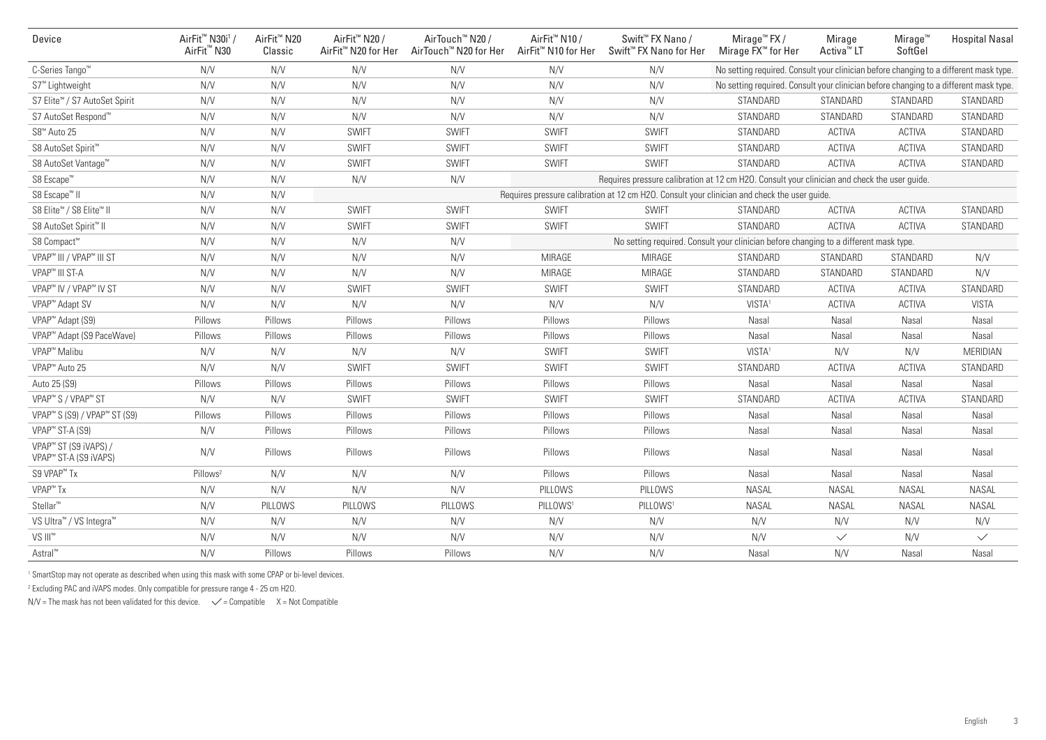| Device | AirFit™ N30i[1] / AirFit™ N30 | AirFit™ N20 Classic | AirFit™ N20 / AirFit™ N20 for Her | AirTouch™ N20 / AirTouch™ N20 for Her | AirFit™ N10 / AirFit™ N10 for Her | Swift™ FX Nano / Swift™ FX Nano for Her | Mirage™ FX / Mirage FX™ for Her | Mirage Activa™ LT | Mirage™ SoftGel | Hospital Nasal |
|---|---|---|---|---|---|---|---|---|---|---|
| C-Series Tango™ | N/V | N/V | N/V | N/V | N/V | N/V | No setting required. Consult your clinician before changing to a different mask type. | | | |
| S7™ Lightweight | N/V | N/V | N/V | N/V | N/V | N/V | No setting required. Consult your clinician before changing to a different mask type. | | | |
| S7 Elite™ / S7 AutoSet Spirit | N/V | N/V | N/V | N/V | N/V | N/V | STANDARD | STANDARD | STANDARD | STANDARD |
| S7 AutoSet Respond™ | N/V | N/V | N/V | N/V | N/V | N/V | STANDARD | STANDARD | STANDARD | STANDARD |
| S8™ Auto 25 | N/V | N/V | SWIFT | SWIFT | SWIFT | SWIFT | STANDARD | ACTIVA | ACTIVA | STANDARD |
| S8 AutoSet Spirit™ | N/V | N/V | SWIFT | SWIFT | SWIFT | SWIFT | STANDARD | ACTIVA | ACTIVA | STANDARD |
| S8 AutoSet Vantage™ | N/V | N/V | SWIFT | SWIFT | SWIFT | SWIFT | STANDARD | ACTIVA | ACTIVA | STANDARD |
| S8 Escape™ | N/V | N/V | N/V | N/V | Requires pressure calibration at 12 cm H2O. Consult your clinician and check the user guide. | | | | | |
| S8 Escape™ II | N/V | N/V | Requires pressure calibration at 12 cm H2O. Consult your clinician and check the user guide. | | | | | | | |
| S8 Elite™ / S8 Elite™ II | N/V | N/V | SWIFT | SWIFT | SWIFT | SWIFT | STANDARD | ACTIVA | ACTIVA | STANDARD |
| S8 AutoSet Spirit™ II | N/V | N/V | SWIFT | SWIFT | SWIFT | SWIFT | STANDARD | ACTIVA | ACTIVA | STANDARD |
| S8 Compact™ | N/V | N/V | N/V | N/V | No setting required. Consult your clinician before changing to a different mask type. | | | | | |
| VPAP™ III / VPAP™ III ST | N/V | N/V | N/V | N/V | MIRAGE | MIRAGE | STANDARD | STANDARD | STANDARD | N/V |
| VPAP™ III ST-A | N/V | N/V | N/V | N/V | MIRAGE | MIRAGE | STANDARD | STANDARD | STANDARD | N/V |
| VPAP™ IV / VPAP™ IV ST | N/V | N/V | SWIFT | SWIFT | SWIFT | SWIFT | STANDARD | ACTIVA | ACTIVA | STANDARD |
| VPAP™ Adapt SV | N/V | N/V | N/V | N/V | N/V | N/V | VISTA[1] | ACTIVA | ACTIVA | VISTA |
| VPAP™ Adapt (S9) | Pillows | Pillows | Pillows | Pillows | Pillows | Pillows | Nasal | Nasal | Nasal | Nasal |
| VPAP™ Adapt (S9 PaceWave) | Pillows | Pillows | Pillows | Pillows | Pillows | Pillows | Nasal | Nasal | Nasal | Nasal |
| VPAP™ Malibu | N/V | N/V | N/V | N/V | SWIFT | SWIFT | VISTA[1] | N/V | N/V | MERIDIAN |
| VPAP™ Auto 25 | N/V | N/V | SWIFT | SWIFT | SWIFT | SWIFT | STANDARD | ACTIVA | ACTIVA | STANDARD |
| Auto 25 (S9) | Pillows | Pillows | Pillows | Pillows | Pillows | Pillows | Nasal | Nasal | Nasal | Nasal |
| VPAP™ S / VPAP™ ST | N/V | N/V | SWIFT | SWIFT | SWIFT | SWIFT | STANDARD | ACTIVA | ACTIVA | STANDARD |
| VPAP™ S (S9) / VPAP™ ST (S9) | Pillows | Pillows | Pillows | Pillows | Pillows | Pillows | Nasal | Nasal | Nasal | Nasal |
| VPAP™ ST-A (S9) | N/V | Pillows | Pillows | Pillows | Pillows | Pillows | Nasal | Nasal | Nasal | Nasal |
| VPAP™ ST (S9 iVAPS) / VPAP™ ST-A (S9 iVAPS) | N/V | Pillows | Pillows | Pillows | Pillows | Pillows | Nasal | Nasal | Nasal | Nasal |
| S9 VPAP™ Tx | Pillows[2] | N/V | N/V | N/V | Pillows | Pillows | Nasal | Nasal | Nasal | Nasal |
| VPAP™ Tx | N/V | N/V | N/V | N/V | PILLOWS | PILLOWS | NASAL | NASAL | NASAL | NASAL |
| Stellar™ | N/V | PILLOWS | PILLOWS | PILLOWS | PILLOWS[1] | PILLOWS[1] | NASAL | NASAL | NASAL | NASAL |
| VS Ultra™ / VS Integra™ | N/V | N/V | N/V | N/V | N/V | N/V | N/V | N/V | N/V | N/V |
| VS III™ | N/V | N/V | N/V | N/V | N/V | N/V | N/V | ✓ | N/V | ✓ |
| Astral™ | N/V | Pillows | Pillows | Pillows | N/V | N/V | Nasal | N/V | Nasal | Nasal |

[1] SmartStop may not operate as described when using this mask with some CPAP or bi-level devices.

[2] Excluding PAC and iVAPS modes. Only compatible for pressure range 4 - 25 cm H2O.

N/V = The mask has not been validated for this device. ✓ = Compatible X = Not Compatible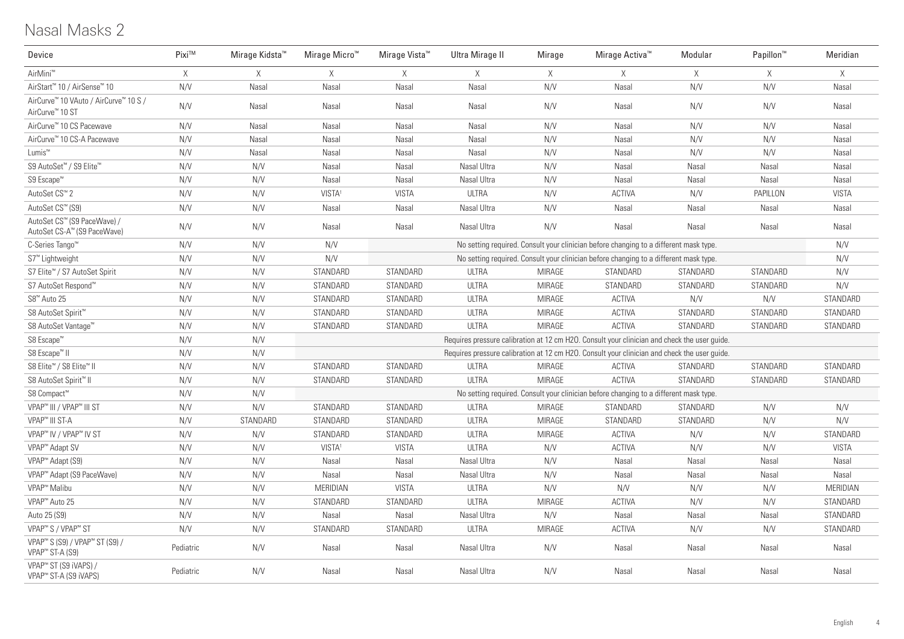# Nasal Masks 2

| Device | Pixi™ | Mirage Kidsta™ | Mirage Micro™ | Mirage Vista™ | Ultra Mirage II | Mirage | Mirage Activa™ | Modular | Papillon™ | Meridian |
|---|---|---|---|---|---|---|---|---|---|---|
| AirMini™ | X | X | X | X | X | X | X | X | X | X |
| AirStart™ 10 / AirSense™ 10 | N/V | Nasal | Nasal | Nasal | Nasal | N/V | Nasal | N/V | N/V | Nasal |
| AirCurve™ 10 VAuto / AirCurve™ 10 S / AirCurve™ 10 ST | N/V | Nasal | Nasal | Nasal | Nasal | N/V | Nasal | N/V | N/V | Nasal |
| AirCurve™ 10 CS Pacewave | N/V | Nasal | Nasal | Nasal | Nasal | N/V | Nasal | N/V | N/V | Nasal |
| AirCurve™ 10 CS-A Pacewave | N/V | Nasal | Nasal | Nasal | Nasal | N/V | Nasal | N/V | N/V | Nasal |
| Lumis™ | N/V | Nasal | Nasal | Nasal | Nasal | N/V | Nasal | N/V | N/V | Nasal |
| S9 AutoSet™ / S9 Elite™ | N/V | N/V | Nasal | Nasal | Nasal Ultra | N/V | Nasal | Nasal | Nasal | Nasal |
| S9 Escape™ | N/V | N/V | Nasal | Nasal | Nasal Ultra | N/V | Nasal | Nasal | Nasal | Nasal |
| AutoSet CS™ 2 | N/V | N/V | VISTA[1] | VISTA | ULTRA | N/V | ACTIVA | N/V | PAPILLON | VISTA |
| AutoSet CS™ (S9) | N/V | N/V | Nasal | Nasal | Nasal Ultra | N/V | Nasal | Nasal | Nasal | Nasal |
| AutoSet CS™ (S9 PaceWave) / AutoSet CS-A™ (S9 PaceWave) | N/V | N/V | Nasal | Nasal | Nasal Ultra | N/V | Nasal | Nasal | Nasal | Nasal |
| C-Series Tango™ | N/V | N/V | N/V | No setting required. Consult your clinician before changing to a different mask type. | | | | | | N/V |
| S7™ Lightweight | N/V | N/V | N/V | No setting required. Consult your clinician before changing to a different mask type. | | | | | | N/V |
| S7 Elite™ / S7 AutoSet Spirit | N/V | N/V | STANDARD | STANDARD | ULTRA | MIRAGE | STANDARD | STANDARD | STANDARD | N/V |
| S7 AutoSet Respond™ | N/V | N/V | STANDARD | STANDARD | ULTRA | MIRAGE | STANDARD | STANDARD | STANDARD | N/V |
| S8™ Auto 25 | N/V | N/V | STANDARD | STANDARD | ULTRA | MIRAGE | ACTIVA | N/V | N/V | STANDARD |
| S8 AutoSet Spirit™ | N/V | N/V | STANDARD | STANDARD | ULTRA | MIRAGE | ACTIVA | STANDARD | STANDARD | STANDARD |
| S8 AutoSet Vantage™ | N/V | N/V | STANDARD | STANDARD | ULTRA | MIRAGE | ACTIVA | STANDARD | STANDARD | STANDARD |
| S8 Escape™ | N/V | N/V | Requires pressure calibration at 12 cm H2O. Consult your clinician and check the user guide. | | | | | | | |
| S8 Escape™ II | N/V | N/V | Requires pressure calibration at 12 cm H2O. Consult your clinician and check the user guide. | | | | | | | |
| S8 Elite™ / S8 Elite™ II | N/V | N/V | STANDARD | STANDARD | ULTRA | MIRAGE | ACTIVA | STANDARD | STANDARD | STANDARD |
| S8 AutoSet Spirit™ II | N/V | N/V | STANDARD | STANDARD | ULTRA | MIRAGE | ACTIVA | STANDARD | STANDARD | STANDARD |
| S8 Compact™ | N/V | N/V | No setting required. Consult your clinician before changing to a different mask type. | | | | | | | |
| VPAP™ III / VPAP™ III ST | N/V | N/V | STANDARD | STANDARD | ULTRA | MIRAGE | STANDARD | STANDARD | N/V | N/V |
| VPAP™ III ST-A | N/V | STANDARD | STANDARD | STANDARD | ULTRA | MIRAGE | STANDARD | STANDARD | N/V | N/V |
| VPAP™ IV / VPAP™ IV ST | N/V | N/V | STANDARD | STANDARD | ULTRA | MIRAGE | ACTIVA | N/V | N/V | STANDARD |
| VPAP™ Adapt SV | N/V | N/V | VISTA[1] | VISTA | ULTRA | N/V | ACTIVA | N/V | N/V | VISTA |
| VPAP™ Adapt (S9) | N/V | N/V | Nasal | Nasal | Nasal Ultra | N/V | Nasal | Nasal | Nasal | Nasal |
| VPAP™ Adapt (S9 PaceWave) | N/V | N/V | Nasal | Nasal | Nasal Ultra | N/V | Nasal | Nasal | Nasal | Nasal |
| VPAP™ Malibu | N/V | N/V | MERIDIAN | VISTA | ULTRA | N/V | N/V | N/V | N/V | MERIDIAN |
| VPAP™ Auto 25 | N/V | N/V | STANDARD | STANDARD | ULTRA | MIRAGE | ACTIVA | N/V | N/V | STANDARD |
| Auto 25 (S9) | N/V | N/V | Nasal | Nasal | Nasal Ultra | N/V | Nasal | Nasal | Nasal | STANDARD |
| VPAP™ S / VPAP™ ST | N/V | N/V | STANDARD | STANDARD | ULTRA | MIRAGE | ACTIVA | N/V | N/V | STANDARD |
| VPAP™ S (S9) / VPAP™ ST (S9) / VPAP™ ST-A (S9) | Pediatric | N/V | Nasal | Nasal | Nasal Ultra | N/V | Nasal | Nasal | Nasal | Nasal |
| VPAP™ ST (S9 iVAPS) / VPAP™ ST-A (S9 iVAPS) | Pediatric | N/V | Nasal | Nasal | Nasal Ultra | N/V | Nasal | Nasal | Nasal | Nasal |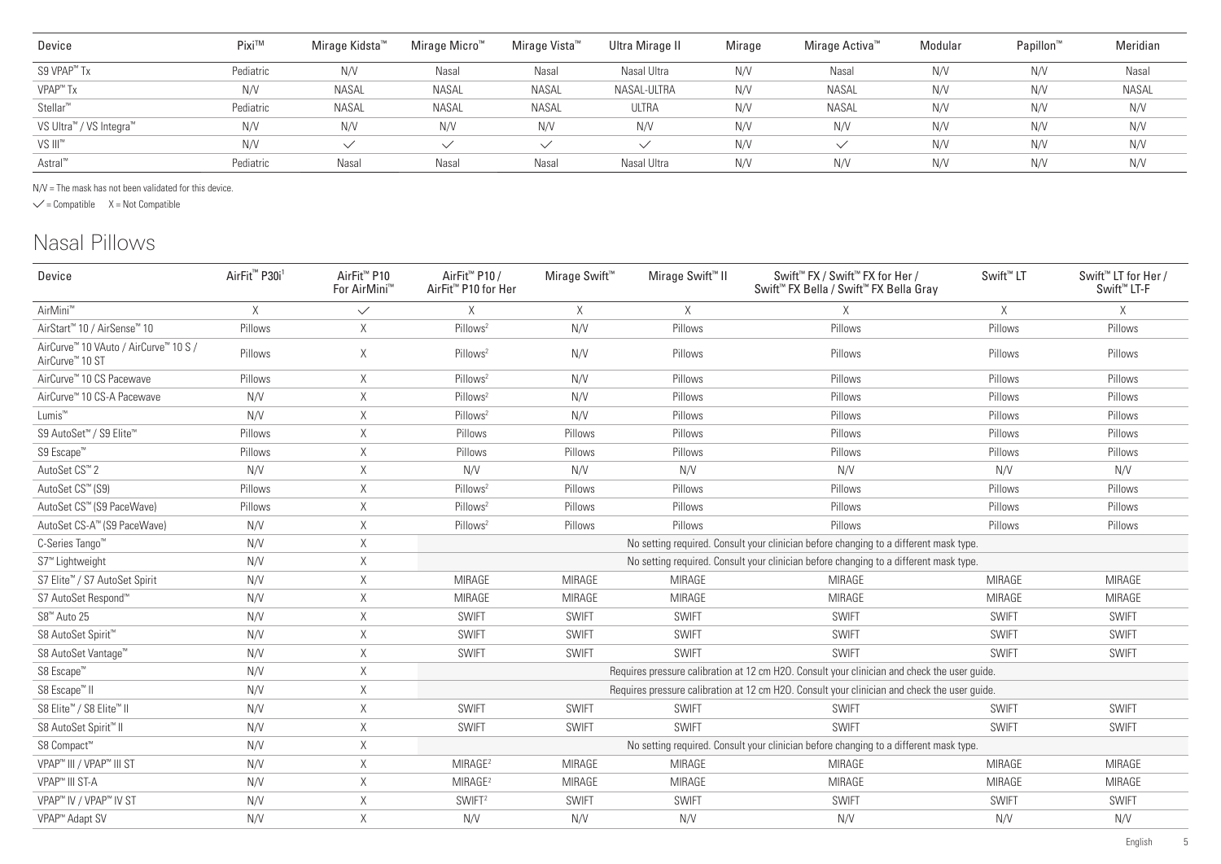| Device | Pixi™ | Mirage Kidsta™ | Mirage Micro™ | Mirage Vista™ | Ultra Mirage II | Mirage | Mirage Activa™ | Modular | Papillon™ | Meridian |
|---|---|---|---|---|---|---|---|---|---|---|
| S9 VPAP™ Tx | Pediatric | N/V | Nasal | Nasal | Nasal Ultra | N/V | Nasal | N/V | N/V | Nasal |
| VPAP™ Tx | N/V | NASAL | NASAL | NASAL | NASAL-ULTRA | N/V | NASAL | N/V | N/V | NASAL |
| Stellar™ | Pediatric | NASAL | NASAL | NASAL | ULTRA | N/V | NASAL | N/V | N/V | N/V |
| VS Ultra™ / VS Integra™ | N/V | N/V | N/V | N/V | N/V | N/V | N/V | N/V | N/V | N/V |
| VS III™ | N/V | ✓ | ✓ | ✓ | ✓ | N/V | ✓ | N/V | N/V | N/V |
| Astral™ | Pediatric | Nasal | Nasal | Nasal | Nasal Ultra | N/V | N/V | N/V | N/V | N/V |

N/V = The mask has not been validated for this device.

✓ = Compatible X = Not Compatible

## Nasal Pillows

| Device | AirFit™ P30i[1] | AirFit™ P10 For AirMini™ | AirFit™ P10 / AirFit™ P10 for Her | Mirage Swift™ | Mirage Swift™ II | Swift™ FX / Swift™ FX for Her / Swift™ FX Bella / Swift™ FX Bella Gray | Swift™ LT | Swift™ LT for Her / Swift™ LT-F |
|---|---|---|---|---|---|---|---|---|
| AirMini™ | X | ✓ | X | X | X | X | X | X |
| AirStart™ 10 / AirSense™ 10 | Pillows | X | Pillows[2] | N/V | Pillows | Pillows | Pillows | Pillows |
| AirCurve™ 10 VAuto / AirCurve™ 10 S / AirCurve™ 10 ST | Pillows | X | Pillows[2] | N/V | Pillows | Pillows | Pillows | Pillows |
| AirCurve™ 10 CS Pacewave | Pillows | X | Pillows[2] | N/V | Pillows | Pillows | Pillows | Pillows |
| AirCurve™ 10 CS-A Pacewave | N/V | X | Pillows[2] | N/V | Pillows | Pillows | Pillows | Pillows |
| Lumis™ | N/V | X | Pillows[2] | N/V | Pillows | Pillows | Pillows | Pillows |
| S9 AutoSet™ / S9 Elite™ | Pillows | X | Pillows | Pillows | Pillows | Pillows | Pillows | Pillows |
| S9 Escape™ | Pillows | X | Pillows | Pillows | Pillows | Pillows | Pillows | Pillows |
| AutoSet CS™ 2 | N/V | X | N/V | N/V | N/V | N/V | N/V | N/V |
| AutoSet CS™ (S9) | Pillows | X | Pillows[2] | Pillows | Pillows | Pillows | Pillows | Pillows |
| AutoSet CS™ (S9 PaceWave) | Pillows | X | Pillows[2] | Pillows | Pillows | Pillows | Pillows | Pillows |
| AutoSet CS-A™ (S9 PaceWave) | N/V | X | Pillows[2] | Pillows | Pillows | Pillows | Pillows | Pillows |
| C-Series Tango™ | N/V | X | No setting required. Consult your clinician before changing to a different mask type. | | | | | |
| S7™ Lightweight | N/V | X | No setting required. Consult your clinician before changing to a different mask type. | | | | | |
| S7 Elite™ / S7 AutoSet Spirit | N/V | X | MIRAGE | MIRAGE | MIRAGE | MIRAGE | MIRAGE | MIRAGE |
| S7 AutoSet Respond™ | N/V | X | MIRAGE | MIRAGE | MIRAGE | MIRAGE | MIRAGE | MIRAGE |
| S8™ Auto 25 | N/V | X | SWIFT | SWIFT | SWIFT | SWIFT | SWIFT | SWIFT |
| S8 AutoSet Spirit™ | N/V | X | SWIFT | SWIFT | SWIFT | SWIFT | SWIFT | SWIFT |
| S8 AutoSet Vantage™ | N/V | X | SWIFT | SWIFT | SWIFT | SWIFT | SWIFT | SWIFT |
| S8 Escape™ | N/V | X | Requires pressure calibration at 12 cm H2O. Consult your clinician and check the user guide. | | | | | |
| S8 Escape™ II | N/V | X | Requires pressure calibration at 12 cm H2O. Consult your clinician and check the user guide. | | | | | |
| S8 Elite™ / S8 Elite™ II | N/V | X | SWIFT | SWIFT | SWIFT | SWIFT | SWIFT | SWIFT |
| S8 AutoSet Spirit™ II | N/V | X | SWIFT | SWIFT | SWIFT | SWIFT | SWIFT | SWIFT |
| S8 Compact™ | N/V | X | No setting required. Consult your clinician before changing to a different mask type. | | | | | |
| VPAP™ III / VPAP™ III ST | N/V | X | MIRAGE[2] | MIRAGE | MIRAGE | MIRAGE | MIRAGE | MIRAGE |
| VPAP™ III ST-A | N/V | X | MIRAGE[2] | MIRAGE | MIRAGE | MIRAGE | MIRAGE | MIRAGE |
| VPAP™ IV / VPAP™ IV ST | N/V | X | SWIFT[2] | SWIFT | SWIFT | SWIFT | SWIFT | SWIFT |
| VPAP™ Adapt SV | N/V | X | N/V | N/V | N/V | N/V | N/V | N/V |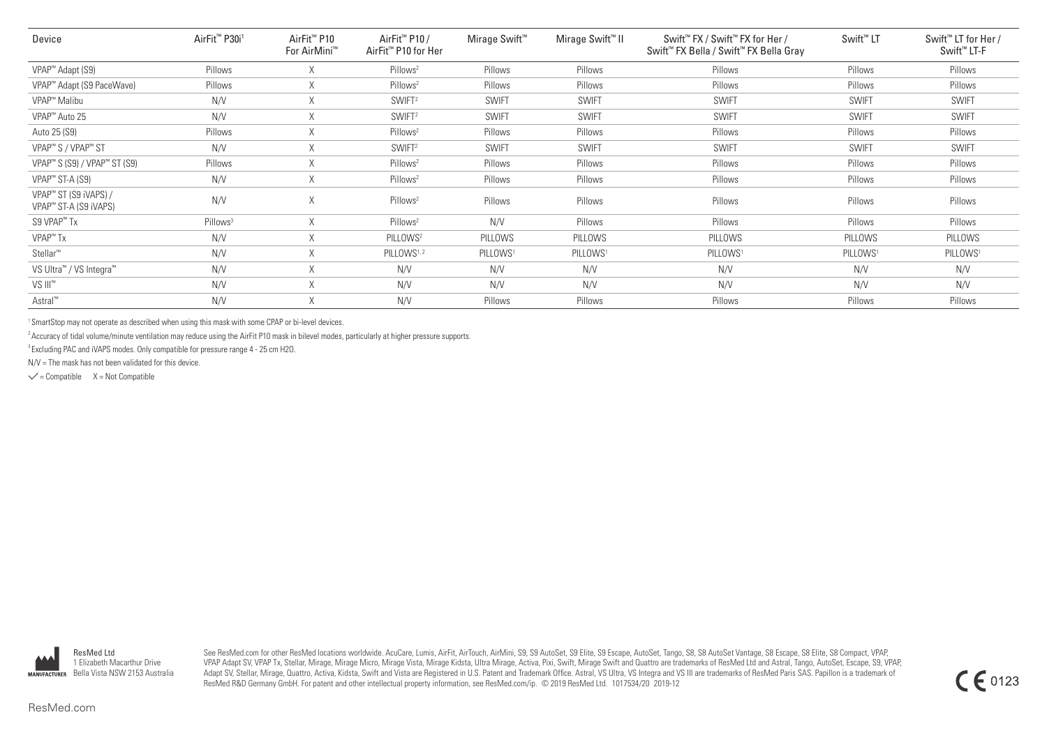| Device | AirFit™ P30i[1] | AirFit™ P10 For AirMini™ | AirFit™ P10 / AirFit™ P10 for Her | Mirage Swift™ | Mirage Swift™ II | Swift™ FX / Swift™ FX for Her / Swift™ FX Bella / Swift™ FX Bella Gray | Swift™ LT | Swift™ LT for Her / Swift™ LT-F |
|---|---|---|---|---|---|---|---|---|
| VPAP™ Adapt (S9) | Pillows | X | Pillows[2] | Pillows | Pillows | Pillows | Pillows | Pillows |
| VPAP™ Adapt (S9 PaceWave) | Pillows | X | Pillows[2] | Pillows | Pillows | Pillows | Pillows | Pillows |
| VPAP™ Malibu | N/V | X | SWIFT[2] | SWIFT | SWIFT | SWIFT | SWIFT | SWIFT |
| VPAP™ Auto 25 | N/V | X | SWIFT[2] | SWIFT | SWIFT | SWIFT | SWIFT | SWIFT |
| Auto 25 (S9) | Pillows | X | Pillows[2] | Pillows | Pillows | Pillows | Pillows | Pillows |
| VPAP™ S / VPAP™ ST | N/V | X | SWIFT[2] | SWIFT | SWIFT | SWIFT | SWIFT | SWIFT |
| VPAP™ S (S9) / VPAP™ ST (S9) | Pillows | X | Pillows[2] | Pillows | Pillows | Pillows | Pillows | Pillows |
| VPAP™ ST-A (S9) | N/V | X | Pillows[2] | Pillows | Pillows | Pillows | Pillows | Pillows |
| VPAP™ ST (S9 iVAPS) / VPAP™ ST-A (S9 iVAPS) | N/V | X | Pillows[2] | Pillows | Pillows | Pillows | Pillows | Pillows |
| S9 VPAP™ Tx | Pillows[3] | X | Pillows[2] | N/V | Pillows | Pillows | Pillows | Pillows |
| VPAP™ Tx | N/V | X | PILLOWS[2] | PILLOWS | PILLOWS | PILLOWS | PILLOWS | PILLOWS |
| Stellar™ | N/V | X | PILLOWS[1,2] | PILLOWS[1] | PILLOWS[1] | PILLOWS[1] | PILLOWS[1] | PILLOWS[1] |
| VS Ultra™ / VS Integra™ | N/V | X | N/V | N/V | N/V | N/V | N/V | N/V |
| VS III™ | N/V | X | N/V | N/V | N/V | N/V | N/V | N/V |
| Astral™ | N/V | X | N/V | Pillows | Pillows | Pillows | Pillows | Pillows |

[1] SmartStop may not operate as described when using this mask with some CPAP or bi-level devices.

[2] Accuracy of tidal volume/minute ventilation may reduce using the AirFit P10 mask in bilevel modes, particularly at higher pressure supports.

[3] Excluding PAC and iVAPS modes. Only compatible for pressure range 4 - 25 cm H2O.

N/V = The mask has not been validated for this device.

✓ = Compatible X = Not Compatible

**ResMed Ltd**
1 Elizabeth Macarthur Drive
Bella Vista NSW 2153 Australia

MANUFACTURER

See ResMed.com for other ResMed locations worldwide. AcuCare, Lumis, AirFit, AirTouch, AirMini, S9, S9 AutoSet, S9 Elite, S9 Escape, AutoSet, Tango, S8, S8 AutoSet Vantage, S8 Escape, S8 Elite, S8 Compact, VPAP, VPAP Adapt SV, VPAP Tx, Stellar, Mirage, Mirage Micro, Mirage Vista, Mirage Kidsta, Ultra Mirage, Activa, Pixi, Swift, Mirage Swift and Quattro are trademarks of ResMed Ltd and Astral, Tango, AutoSet, Escape, S9, VPAP, Adapt SV, Stellar, Mirage, Quattro, Activa, Kidsta, Swift and Vista are Registered in U.S. Patent and Trademark Office. Astral, VS Ultra, VS Integra and VS III are trademarks of ResMed Paris SAS. Papillon is a trademark of ResMed R&D Germany GmbH. For patent and other intellectual property information, see ResMed.com/ip. © 2019 ResMed Ltd. 1017534/20 2019-12

CE 0123

ResMed.com